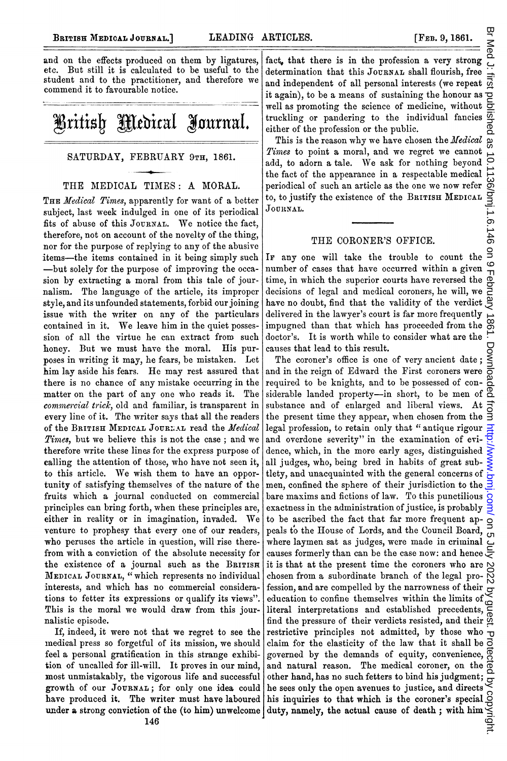and on the effects produced on them by ligatures, etc. But still it is calculated to be useful to the student and to the practitioner, and therefore we commend it to favourable notice.

# British Medical Journal.

SATURDAY, FEBRUARY 9TH, 1861.

## THE MEDICAL TIMES: A MORAL.

THE *Medical Times*, apparently for want of a better subject, last week indulged in one of its periodical fits of abuse of this JOURNAL. We notice the fact, therefore, not on account of the novelty of the thing, nor for the purpose of replying to any of the abusive items—the items contained in it being simply such—but solely for the purpose of improving the occasion by extracting a moral from this tale of journalism. The language of the article, its improper style, and its unfounded statements, forbid our joining issue with the writer on any of the particulars contained in it. We leave him in the quiet possession of all the virtue he can extract from such honey. But we must have the moral. His purposes in writing it may, he fears, be mistaken. Let him lay aside his fears. He may rest assured that there is no chance of any mistake occurring in the matter on the part of any one who reads it. The *commercial trick*, old and familiar, is transparent in every line of it. The writer says that all the readers of the BRITISH MEDICAL JOURNAL read the *Medical Times*, but we believe this is not the case; and we therefore write these lines for the express purpose of calling the attention of those, who have not seen it, to this article. We wish them to have an opportunity of satisfying themselves of the nature of the fruits which a journal conducted on commercial principles can bring forth, when these principles are, either in reality or in imagination, invaded. We venture to prophesy that every one of our readers, who peruses the article in question, will rise therefrom with a conviction of the absolute necessity for the existence of a journal such as the BRITISH MEDICAL JOURNAL, "which represents no individual interests, and which has no commercial considerations to fetter its expressions or qualify its views". This is the moral we would draw from this journalistic episode.

If, indeed, it were not that we regret to see the medical press so forgetful of its mission, we should feel a personal gratification in this strange exhibition of uncalled for ill-will. It proves in our mind, most unmistakably, the vigorous life and successful growth of our JOURNAL; for only one idea could have produced it. The writer must have laboured under a strong conviction of the (to him) unwelcome fact, that there is in the profession a very strong determination that this JOURNAL shall flourish, free and independent of all personal interests (we repeat it again), to be a means of sustaining the honour as well as promoting the science of medicine, without truckling or pandering to the individual fancies either of the profession or the public.

This is the reason why we have chosen the *Medical Times* to point a moral, and we regret we cannot add, to adorn a tale. We ask for nothing beyond the fact of the appearance in a respectable medical periodical of such an article as the one we now refer to, to justify the existence of the BRITISH MEDICAL JOURNAL.

## THE CORONER'S OFFICE.

IF any one will take the trouble to count the number of cases that have occurred within a given time, in which the superior courts have reversed the decisions of legal and medical coroners, he will, we have no doubt, find that the validity of the verdict delivered in the lawyer's court is far more frequently impugned than that which has proceeded from the doctor's. It is worth while to consider what are the causes that lead to this result.

The coroner's office is one of very ancient date; and in the reign of Edward the First coroners were required to be knights, and to be possessed of considerable landed property—in short, to be men of substance and of enlarged and liberal views. At the present time they appear, when chosen from the legal profession, to retain only that "antique rigour and overdone severity" in the examination of evidence, which, in the more early ages, distinguished all judges, who, being bred in habits of great subtlety, and unacquainted with the general concerns of men, confined the sphere of their jurisdiction to the bare maxims and fictions of law. To this punctilious exactness in the administration of justice, is probably to be ascribed the fact that far more frequent appeals to the House of Lords, and the Council Board, where laymen sat as judges, were made in criminal causes formerly than can be the case now: and hence it is that at the present time the coroners who are chosen from a subordinate branch of the legal profession, and are compelled by the narrowness of their education to confine themselves within the limits of literal interpretations and established precedents, find the pressure of their verdicts resisted, and their restrictive principles not admitted, by those who claim for the elasticity of the law that it shall be governed by the demands of equity, convenience, and natural reason. The medical coroner, on the other hand, has no such fetters to bind his judgment; he sees only the open avenues to justice, and directs his inquiries to that which is the coroner's special duty, namely, the actual cause of death; with him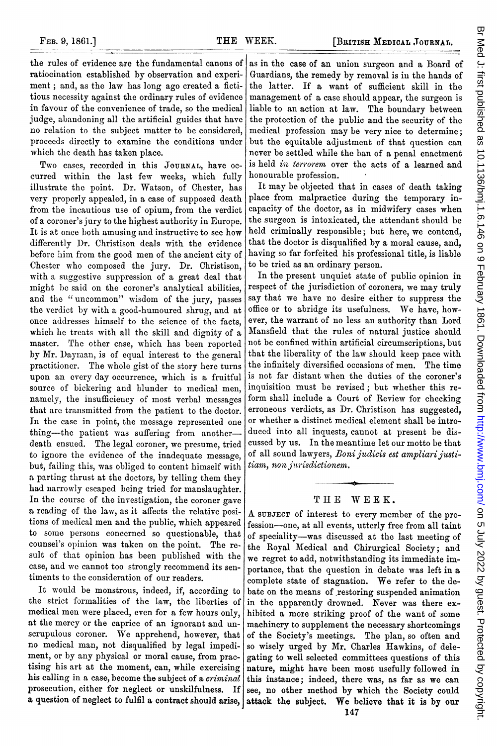the rules of evidence are the fundamental canons of ratiocination established by observation and experiment; and, as the law has long ago created a fictitious necessity against the ordinary rules of evidence in favour of the convenience of trade, so the medical judge, abandoning all the artificial guides that have no relation to the subject matter to be considered, proceeds directly to examine the conditions under which the death has taken place.

Two cases, recorded in this JOURNAL, have occurred within the last few weeks, which fully illustrate the point. Dr. Watson, of Chester, has very properly appealed, in a case of supposed death from the incautious use of opium, from the verdict of a coroner's jury to the highest authority in Europe. It is at once both amusing and instructive to see how differently Dr. Christison deals with the evidence before him from the good men of the ancient city of Chester who composed the jury. Dr. Christison, with a suggestive suppression of a great deal that might be said on the coroner's analytical abilities, and the "uncommon" wisdom of the jury, passes the verdict by with a good-humoured shrug, and at once addresses himself to the science of the facts, which he treats with all the skill and dignity of a master. The other case, which has been reported by Mr. Dayman, is of equal interest to the general practitioner. The whole gist of the story here turns upon an every day occurrence, which is a fruitful source of bickering and blunder to medical men, namely, the insufficiency of most verbal messages that are transmitted from the patient to the doctor. In the case in point, the message represented one thing—the patient was suffering from another—death ensued. The legal coroner, we presume, tried to ignore the evidence of the inadequate message, but, failing this, was obliged to content himself with a parting thrust at the doctors, by telling them they had narrowly escaped being tried for manslaughter. In the course of the investigation, the coroner gave a reading of the law, as it affects the relative positions of medical men and the public, which appeared to some persons concerned so questionable, that counsel's opinion was taken on the point. The result of that opinion has been published with the case, and we cannot too strongly recommend its sentiments to the consideration of our readers.

It would be monstrous, indeed, if, according to the strict formalities of the law, the liberties of medical men were placed, even for a few hours only, at the mercy or the caprice of an ignorant and unscrupulous coroner. We apprehend, however, that no medical man, not disqualified by legal impediment, or by any physical or moral cause, from practising his art at the moment, can, while exercising his calling in a case, become the subject of a *criminal* prosecution, either for neglect or unskilfulness. If a question of neglect to fulfil a contract should arise, as in the case of an union surgeon and a Board of Guardians, the remedy by removal is in the hands of the latter. If a want of sufficient skill in the management of a case should appear, the surgeon is liable to an action at law. The boundary between the protection of the public and the security of the medical profession may be very nice to determine; but the equitable adjustment of that question can never be settled while the ban of a penal enactment is held *in terrorem* over the acts of a learned and honourable profession.

It may be objected that in cases of death taking place from malpractice during the temporary incapacity of the doctor, as in midwifery cases when the surgeon is intoxicated, the attendant should be held criminally responsible; but here, we contend, that the doctor is disqualified by a moral cause, and, having so far forfeited his professional title, is liable to be tried as an ordinary person.

In the present unquiet state of public opinion in respect of the jurisdiction of coroners, we may truly say that we have no desire either to suppress the office or to abridge its usefulness. We have, however, the warrant of no less an authority than Lord Mansfield that the rules of natural justice should not be confined within artificial circumscriptions, but that the liberality of the law should keep pace with the infinitely diversified occasions of men. The time is not far distant when the duties of the coroner's inquisition must be revised; but whether this reform shall include a Court of Review for checking erroneous verdicts, as Dr. Christison has suggested, or whether a distinct medical element shall be introduced into all inquests, cannot at present be discussed by us. In the meantime let our motto be that of all sound lawyers, *Boni judicis est ampliari justitiam, non jurisdictionem.*

## THE WEEK.

A SUBJECT of interest to every member of the profession—one, at all events, utterly free from all taint of speciality—was discussed at the last meeting of the Royal Medical and Chirurgical Society; and we regret to add, notwithstanding its immediate importance, that the question in debate was left in a complete state of stagnation. We refer to the debate on the means of restoring suspended animation in the apparently drowned. Never was there exhibited a more striking proof of the want of some machinery to supplement the necessary shortcomings of the Society's meetings. The plan, so often and so wisely urged by Mr. Charles Hawkins, of delegating to well selected committees questions of this nature, might have been most usefully followed in this instance; indeed, there was, as far as we can see, no other method by which the Society could attack the subject. We believe that it is by our